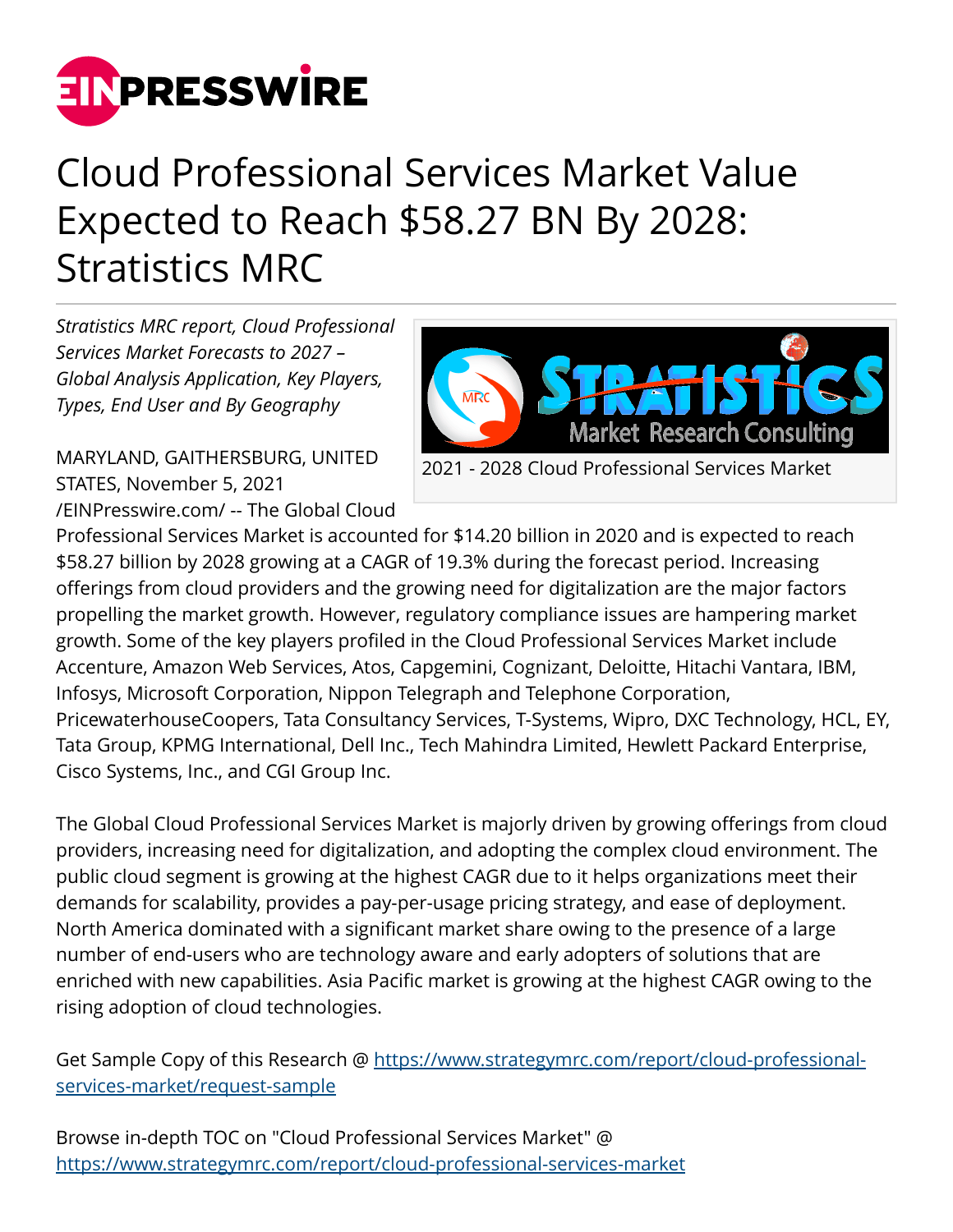# Cloud Professional Services Market Value Expected to Reach $58.27 BN By 2028: Stratistics MRC

*Stratistics MRC report, Cloud Professional Services Market Forecasts to 2027 – Global Analysis Application, Key Players, Types, End User and By Geography*

2021 - 2028 Cloud Professional Services Market

MARYLAND, GAITHERSBURG, UNITED STATES, November 5, 2021 /EINPresswire.com/ -- The Global Cloud Professional Services Market is accounted for $14.20 billion in 2020 and is expected to reach $58.27 billion by 2028 growing at a CAGR of 19.3% during the forecast period. Increasing offerings from cloud providers and the growing need for digitalization are the major factors propelling the market growth. However, regulatory compliance issues are hampering market growth. Some of the key players profiled in the Cloud Professional Services Market include Accenture, Amazon Web Services, Atos, Capgemini, Cognizant, Deloitte, Hitachi Vantara, IBM, Infosys, Microsoft Corporation, Nippon Telegraph and Telephone Corporation, PricewaterhouseCoopers, Tata Consultancy Services, T-Systems, Wipro, DXC Technology, HCL, EY, Tata Group, KPMG International, Dell Inc., Tech Mahindra Limited, Hewlett Packard Enterprise, Cisco Systems, Inc., and CGI Group Inc.

The Global Cloud Professional Services Market is majorly driven by growing offerings from cloud providers, increasing need for digitalization, and adopting the complex cloud environment. The public cloud segment is growing at the highest CAGR due to it helps organizations meet their demands for scalability, provides a pay-per-usage pricing strategy, and ease of deployment. North America dominated with a significant market share owing to the presence of a large number of end-users who are technology aware and early adopters of solutions that are enriched with new capabilities. Asia Pacific market is growing at the highest CAGR owing to the rising adoption of cloud technologies.

Get Sample Copy of this Research @ https://www.strategymrc.com/report/cloud-professional-services-market/request-sample

Browse in-depth TOC on "Cloud Professional Services Market" @ https://www.strategymrc.com/report/cloud-professional-services-market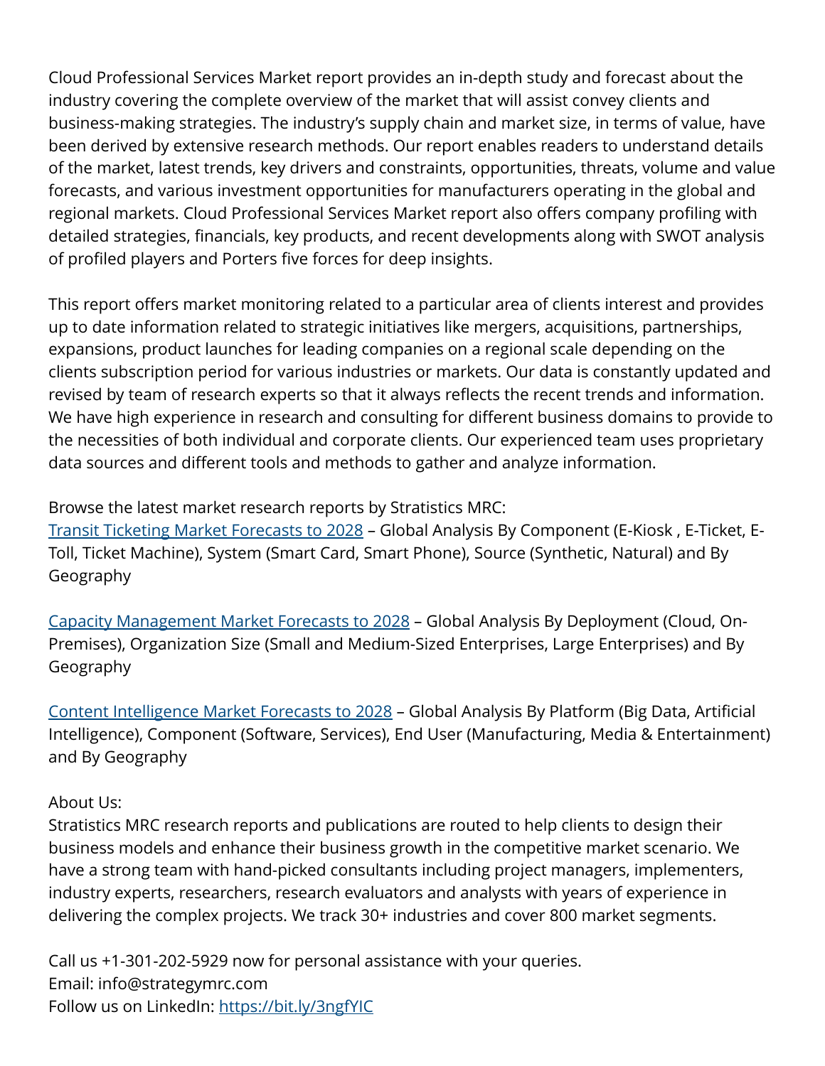Cloud Professional Services Market report provides an in-depth study and forecast about the industry covering the complete overview of the market that will assist convey clients and business-making strategies. The industry's supply chain and market size, in terms of value, have been derived by extensive research methods. Our report enables readers to understand details of the market, latest trends, key drivers and constraints, opportunities, threats, volume and value forecasts, and various investment opportunities for manufacturers operating in the global and regional markets. Cloud Professional Services Market report also offers company profiling with detailed strategies, financials, key products, and recent developments along with SWOT analysis of profiled players and Porters five forces for deep insights.

This report offers market monitoring related to a particular area of clients interest and provides up to date information related to strategic initiatives like mergers, acquisitions, partnerships, expansions, product launches for leading companies on a regional scale depending on the clients subscription period for various industries or markets. Our data is constantly updated and revised by team of research experts so that it always reflects the recent trends and information. We have high experience in research and consulting for different business domains to provide to the necessities of both individual and corporate clients. Our experienced team uses proprietary data sources and different tools and methods to gather and analyze information.

Browse the latest market research reports by Stratistics MRC:
[Transit Ticketing Market Forecasts to 2028] – Global Analysis By Component (E-Kiosk , E-Ticket, E-Toll, Ticket Machine), System (Smart Card, Smart Phone), Source (Synthetic, Natural) and By Geography

[Capacity Management Market Forecasts to 2028] – Global Analysis By Deployment (Cloud, On-Premises), Organization Size (Small and Medium-Sized Enterprises, Large Enterprises) and By Geography

[Content Intelligence Market Forecasts to 2028] – Global Analysis By Platform (Big Data, Artificial Intelligence), Component (Software, Services), End User (Manufacturing, Media & Entertainment) and By Geography

About Us:
Stratistics MRC research reports and publications are routed to help clients to design their business models and enhance their business growth in the competitive market scenario. We have a strong team with hand-picked consultants including project managers, implementers, industry experts, researchers, research evaluators and analysts with years of experience in delivering the complex projects. We track 30+ industries and cover 800 market segments.

Call us +1-301-202-5929 now for personal assistance with your queries.
Email: info@strategymrc.com
Follow us on LinkedIn: https://bit.ly/3ngfYIC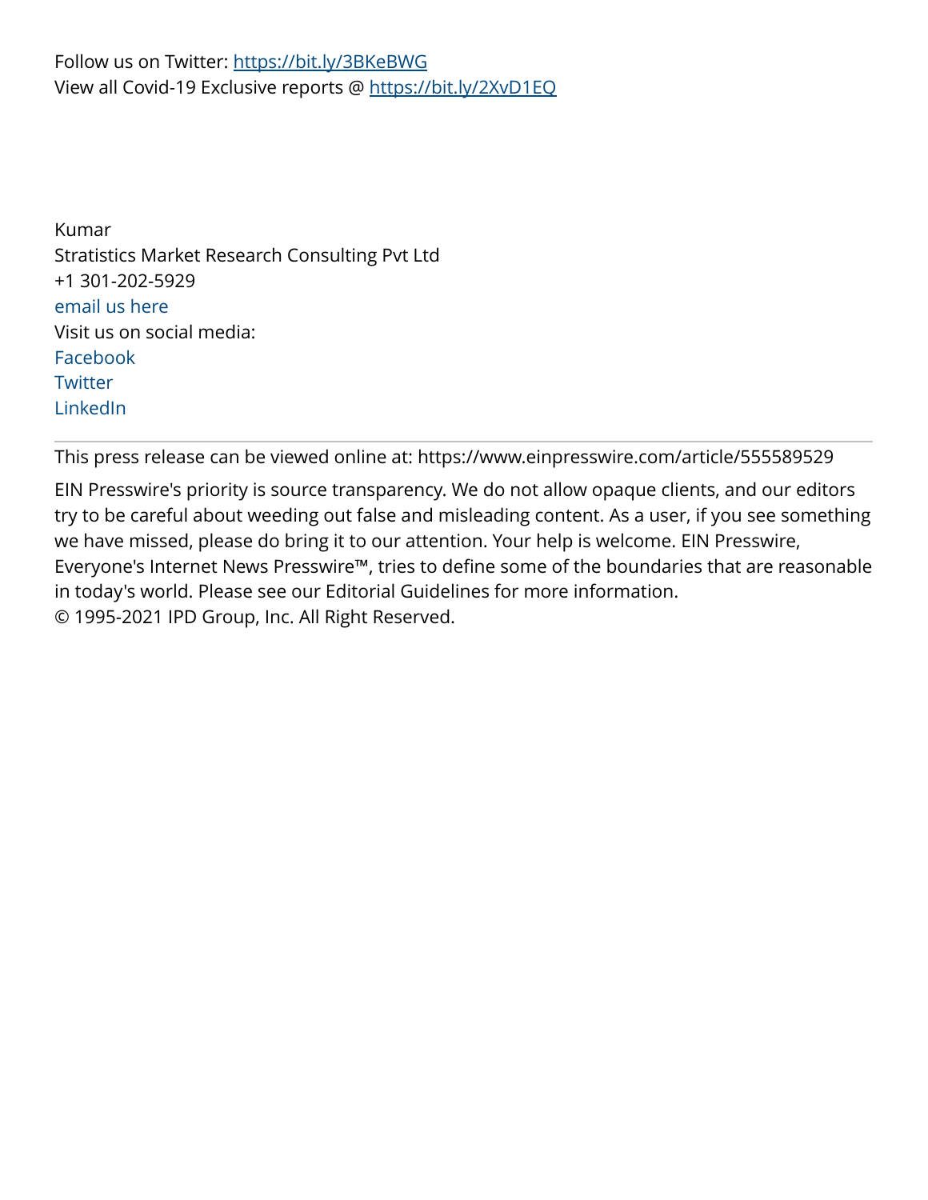Follow us on Twitter: https://bit.ly/3BKeBWG
View all Covid-19 Exclusive reports @ https://bit.ly/2XvD1EQ

Kumar
Stratistics Market Research Consulting Pvt Ltd
+1 301-202-5929
email us here
Visit us on social media:
Facebook
Twitter
LinkedIn

---

This press release can be viewed online at: https://www.einpresswire.com/article/555589529

EIN Presswire's priority is source transparency. We do not allow opaque clients, and our editors try to be careful about weeding out false and misleading content. As a user, if you see something we have missed, please do bring it to our attention. Your help is welcome. EIN Presswire, Everyone's Internet News Presswire™, tries to define some of the boundaries that are reasonable in today's world. Please see our Editorial Guidelines for more information.
© 1995-2021 IPD Group, Inc. All Right Reserved.